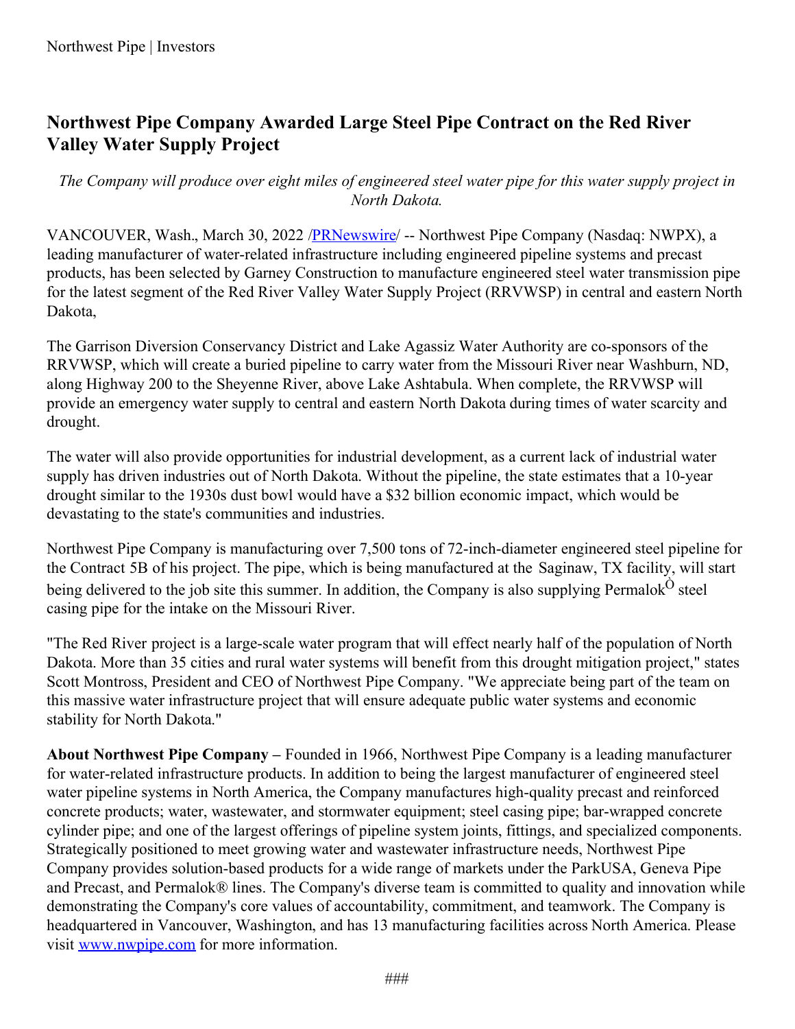Northwest Pipe | Investors

# Northwest Pipe Company Awarded Large Steel Pipe Contract on the Red River Valley Water Supply Project

*The Company will produce over eight miles of engineered steel water pipe for this water supply project in North Dakota.*

VANCOUVER, Wash., March 30, 2022 /PRNewswire/ -- Northwest Pipe Company (Nasdaq: NWPX), a leading manufacturer of water-related infrastructure including engineered pipeline systems and precast products, has been selected by Garney Construction to manufacture engineered steel water transmission pipe for the latest segment of the Red River Valley Water Supply Project (RRVWSP) in central and eastern North Dakota,

The Garrison Diversion Conservancy District and Lake Agassiz Water Authority are co-sponsors of the RRVWSP, which will create a buried pipeline to carry water from the Missouri River near Washburn, ND, along Highway 200 to the Sheyenne River, above Lake Ashtabula. When complete, the RRVWSP will provide an emergency water supply to central and eastern North Dakota during times of water scarcity and drought.

The water will also provide opportunities for industrial development, as a current lack of industrial water supply has driven industries out of North Dakota. Without the pipeline, the state estimates that a 10-year drought similar to the 1930s dust bowl would have a $32 billion economic impact, which would be devastating to the state's communities and industries.

Northwest Pipe Company is manufacturing over 7,500 tons of 72-inch-diameter engineered steel pipeline for the Contract 5B of his project. The pipe, which is being manufactured at the Saginaw, TX facility, will start being delivered to the job site this summer. In addition, the Company is also supplying PermalokÒ steel casing pipe for the intake on the Missouri River.

"The Red River project is a large-scale water program that will effect nearly half of the population of North Dakota. More than 35 cities and rural water systems will benefit from this drought mitigation project," states Scott Montross, President and CEO of Northwest Pipe Company. "We appreciate being part of the team on this massive water infrastructure project that will ensure adequate public water systems and economic stability for North Dakota."

**About Northwest Pipe Company –** Founded in 1966, Northwest Pipe Company is a leading manufacturer for water-related infrastructure products. In addition to being the largest manufacturer of engineered steel water pipeline systems in North America, the Company manufactures high-quality precast and reinforced concrete products; water, wastewater, and stormwater equipment; steel casing pipe; bar-wrapped concrete cylinder pipe; and one of the largest offerings of pipeline system joints, fittings, and specialized components. Strategically positioned to meet growing water and wastewater infrastructure needs, Northwest Pipe Company provides solution-based products for a wide range of markets under the ParkUSA, Geneva Pipe and Precast, and Permalok® lines. The Company's diverse team is committed to quality and innovation while demonstrating the Company's core values of accountability, commitment, and teamwork. The Company is headquartered in Vancouver, Washington, and has 13 manufacturing facilities across North America. Please visit www.nwpipe.com for more information.

###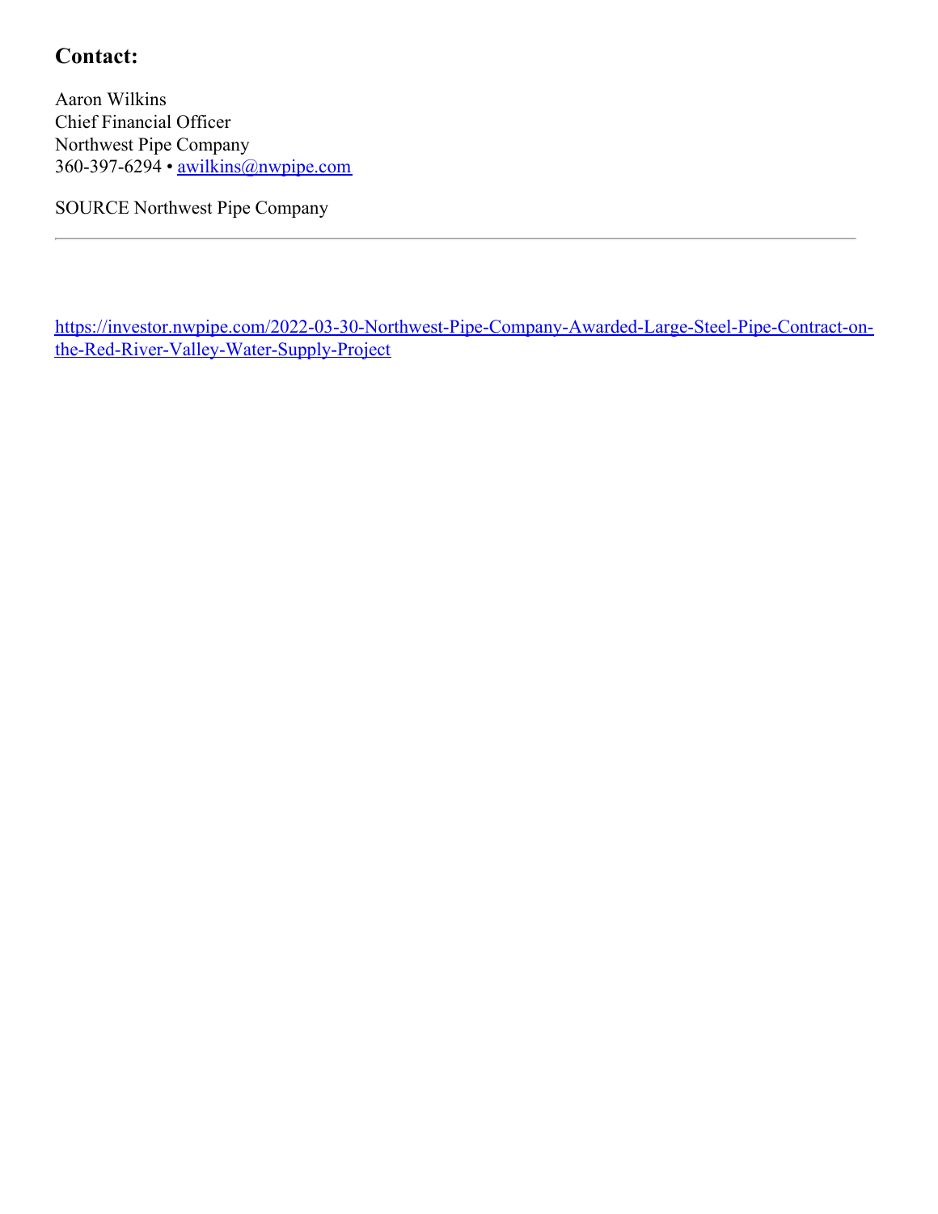## Contact:

Aaron Wilkins
Chief Financial Officer
Northwest Pipe Company
360-397-6294 • awilkins@nwpipe.com

SOURCE Northwest Pipe Company

---

https://investor.nwpipe.com/2022-03-30-Northwest-Pipe-Company-Awarded-Large-Steel-Pipe-Contract-on-the-Red-River-Valley-Water-Supply-Project